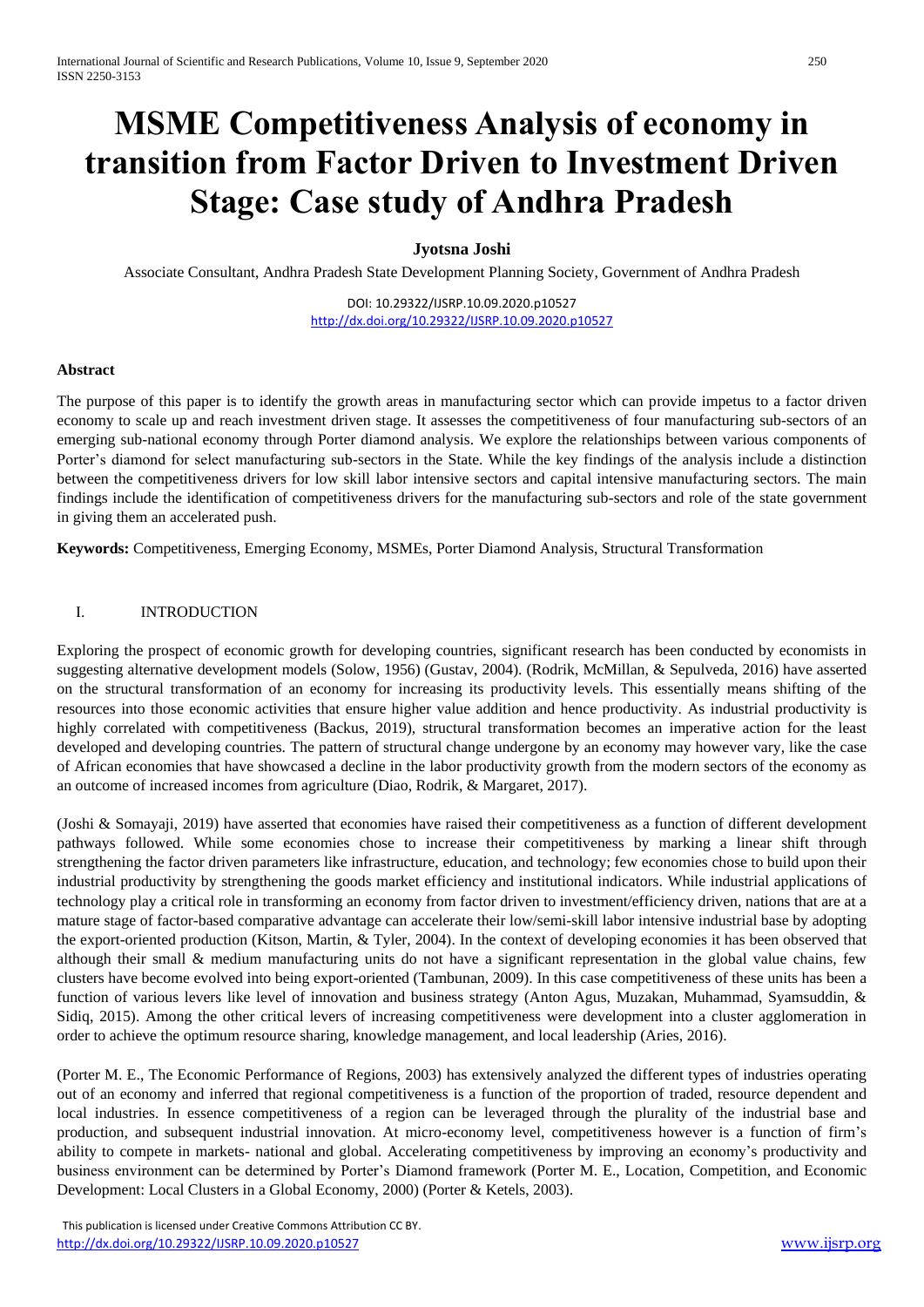# MSME Competitiveness Analysis of economy in transition from Factor Driven to Investment Driven Stage: Case study of Andhra Pradesh

**Jyotsna Joshi**

Associate Consultant, Andhra Pradesh State Development Planning Society, Government of Andhra Pradesh

DOI: 10.29322/IJSRP.10.09.2020.p10527
http://dx.doi.org/10.29322/IJSRP.10.09.2020.p10527

**Abstract**

The purpose of this paper is to identify the growth areas in manufacturing sector which can provide impetus to a factor driven economy to scale up and reach investment driven stage. It assesses the competitiveness of four manufacturing sub-sectors of an emerging sub-national economy through Porter diamond analysis. We explore the relationships between various components of Porter's diamond for select manufacturing sub-sectors in the State. While the key findings of the analysis include a distinction between the competitiveness drivers for low skill labor intensive sectors and capital intensive manufacturing sectors. The main findings include the identification of competitiveness drivers for the manufacturing sub-sectors and role of the state government in giving them an accelerated push.

**Keywords:** Competitiveness, Emerging Economy, MSMEs, Porter Diamond Analysis, Structural Transformation

## I. INTRODUCTION

Exploring the prospect of economic growth for developing countries, significant research has been conducted by economists in suggesting alternative development models (Solow, 1956) (Gustav, 2004). (Rodrik, McMillan, & Sepulveda, 2016) have asserted on the structural transformation of an economy for increasing its productivity levels. This essentially means shifting of the resources into those economic activities that ensure higher value addition and hence productivity. As industrial productivity is highly correlated with competitiveness (Backus, 2019), structural transformation becomes an imperative action for the least developed and developing countries. The pattern of structural change undergone by an economy may however vary, like the case of African economies that have showcased a decline in the labor productivity growth from the modern sectors of the economy as an outcome of increased incomes from agriculture (Diao, Rodrik, & Margaret, 2017).

(Joshi & Somayaji, 2019) have asserted that economies have raised their competitiveness as a function of different development pathways followed. While some economies chose to increase their competitiveness by marking a linear shift through strengthening the factor driven parameters like infrastructure, education, and technology; few economies chose to build upon their industrial productivity by strengthening the goods market efficiency and institutional indicators. While industrial applications of technology play a critical role in transforming an economy from factor driven to investment/efficiency driven, nations that are at a mature stage of factor-based comparative advantage can accelerate their low/semi-skill labor intensive industrial base by adopting the export-oriented production (Kitson, Martin, & Tyler, 2004). In the context of developing economies it has been observed that although their small & medium manufacturing units do not have a significant representation in the global value chains, few clusters have become evolved into being export-oriented (Tambunan, 2009). In this case competitiveness of these units has been a function of various levers like level of innovation and business strategy (Anton Agus, Muzakan, Muhammad, Syamsuddin, & Sidiq, 2015). Among the other critical levers of increasing competitiveness were development into a cluster agglomeration in order to achieve the optimum resource sharing, knowledge management, and local leadership (Aries, 2016).

(Porter M. E., The Economic Performance of Regions, 2003) has extensively analyzed the different types of industries operating out of an economy and inferred that regional competitiveness is a function of the proportion of traded, resource dependent and local industries. In essence competitiveness of a region can be leveraged through the plurality of the industrial base and production, and subsequent industrial innovation. At micro-economy level, competitiveness however is a function of firm's ability to compete in markets- national and global. Accelerating competitiveness by improving an economy's productivity and business environment can be determined by Porter's Diamond framework (Porter M. E., Location, Competition, and Economic Development: Local Clusters in a Global Economy, 2000) (Porter & Ketels, 2003).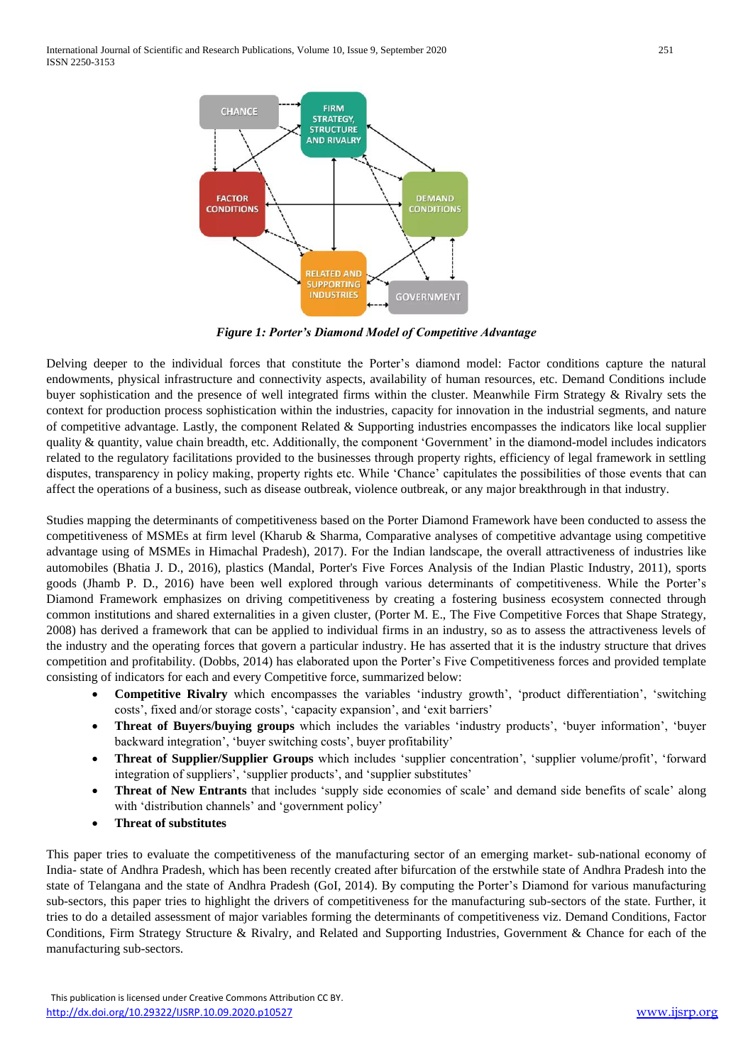*Figure 1: Porter's Diamond Model of Competitive Advantage*

Delving deeper to the individual forces that constitute the Porter's diamond model: Factor conditions capture the natural endowments, physical infrastructure and connectivity aspects, availability of human resources, etc. Demand Conditions include buyer sophistication and the presence of well integrated firms within the cluster. Meanwhile Firm Strategy & Rivalry sets the context for production process sophistication within the industries, capacity for innovation in the industrial segments, and nature of competitive advantage. Lastly, the component Related & Supporting industries encompasses the indicators like local supplier quality & quantity, value chain breadth, etc. Additionally, the component 'Government' in the diamond-model includes indicators related to the regulatory facilitations provided to the businesses through property rights, efficiency of legal framework in settling disputes, transparency in policy making, property rights etc. While 'Chance' capitulates the possibilities of those events that can affect the operations of a business, such as disease outbreak, violence outbreak, or any major breakthrough in that industry.

Studies mapping the determinants of competitiveness based on the Porter Diamond Framework have been conducted to assess the competitiveness of MSMEs at firm level (Kharub & Sharma, Comparative analyses of competitive advantage using competitive advantage using of MSMEs in Himachal Pradesh), 2017). For the Indian landscape, the overall attractiveness of industries like automobiles (Bhatia J. D., 2016), plastics (Mandal, Porter's Five Forces Analysis of the Indian Plastic Industry, 2011), sports goods (Jhamb P. D., 2016) have been well explored through various determinants of competitiveness. While the Porter's Diamond Framework emphasizes on driving competitiveness by creating a fostering business ecosystem connected through common institutions and shared externalities in a given cluster, (Porter M. E., The Five Competitive Forces that Shape Strategy, 2008) has derived a framework that can be applied to individual firms in an industry, so as to assess the attractiveness levels of the industry and the operating forces that govern a particular industry. He has asserted that it is the industry structure that drives competition and profitability. (Dobbs, 2014) has elaborated upon the Porter's Five Competitiveness forces and provided template consisting of indicators for each and every Competitive force, summarized below:

- **Competitive Rivalry** which encompasses the variables 'industry growth', 'product differentiation', 'switching costs', fixed and/or storage costs', 'capacity expansion', and 'exit barriers'
- **Threat of Buyers/buying groups** which includes the variables 'industry products', 'buyer information', 'buyer backward integration', 'buyer switching costs', buyer profitability'
- **Threat of Supplier/Supplier Groups** which includes 'supplier concentration', 'supplier volume/profit', 'forward integration of suppliers', 'supplier products', and 'supplier substitutes'
- **Threat of New Entrants** that includes 'supply side economies of scale' and demand side benefits of scale' along with 'distribution channels' and 'government policy'
- **Threat of substitutes**

This paper tries to evaluate the competitiveness of the manufacturing sector of an emerging market- sub-national economy of India- state of Andhra Pradesh, which has been recently created after bifurcation of the erstwhile state of Andhra Pradesh into the state of Telangana and the state of Andhra Pradesh (GoI, 2014). By computing the Porter's Diamond for various manufacturing sub-sectors, this paper tries to highlight the drivers of competitiveness for the manufacturing sub-sectors of the state. Further, it tries to do a detailed assessment of major variables forming the determinants of competitiveness viz. Demand Conditions, Factor Conditions, Firm Strategy Structure & Rivalry, and Related and Supporting Industries, Government & Chance for each of the manufacturing sub-sectors.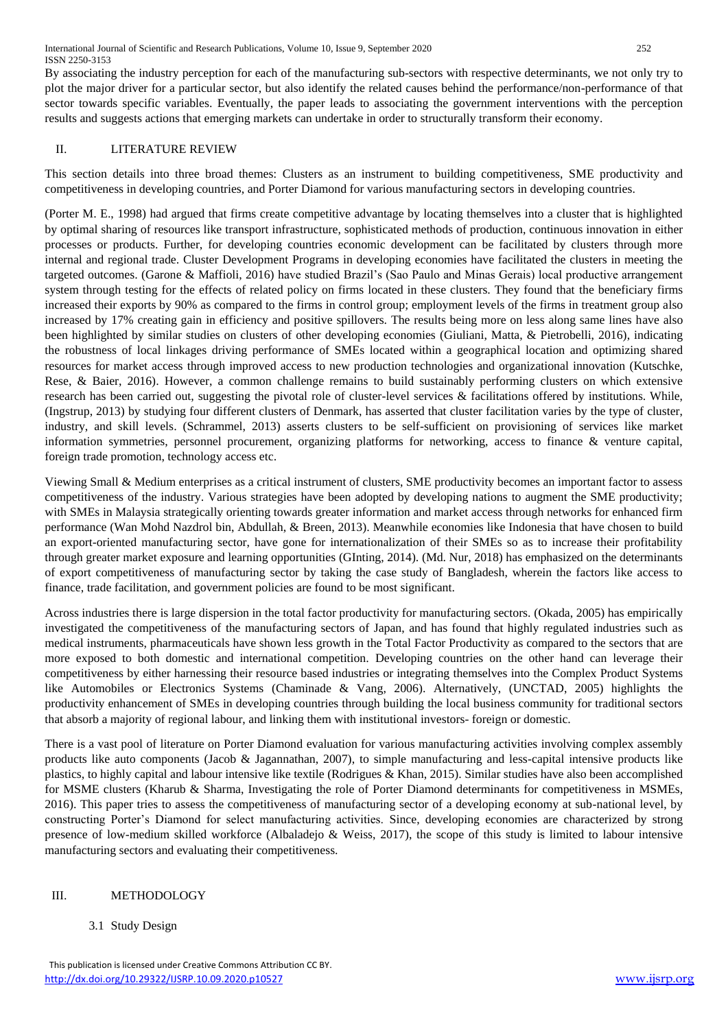By associating the industry perception for each of the manufacturing sub-sectors with respective determinants, we not only try to plot the major driver for a particular sector, but also identify the related causes behind the performance/non-performance of that sector towards specific variables. Eventually, the paper leads to associating the government interventions with the perception results and suggests actions that emerging markets can undertake in order to structurally transform their economy.

## II. LITERATURE REVIEW

This section details into three broad themes: Clusters as an instrument to building competitiveness, SME productivity and competitiveness in developing countries, and Porter Diamond for various manufacturing sectors in developing countries.

(Porter M. E., 1998) had argued that firms create competitive advantage by locating themselves into a cluster that is highlighted by optimal sharing of resources like transport infrastructure, sophisticated methods of production, continuous innovation in either processes or products. Further, for developing countries economic development can be facilitated by clusters through more internal and regional trade. Cluster Development Programs in developing economies have facilitated the clusters in meeting the targeted outcomes. (Garone & Maffioli, 2016) have studied Brazil's (Sao Paulo and Minas Gerais) local productive arrangement system through testing for the effects of related policy on firms located in these clusters. They found that the beneficiary firms increased their exports by 90% as compared to the firms in control group; employment levels of the firms in treatment group also increased by 17% creating gain in efficiency and positive spillovers. The results being more on less along same lines have also been highlighted by similar studies on clusters of other developing economies (Giuliani, Matta, & Pietrobelli, 2016), indicating the robustness of local linkages driving performance of SMEs located within a geographical location and optimizing shared resources for market access through improved access to new production technologies and organizational innovation (Kutschke, Rese, & Baier, 2016). However, a common challenge remains to build sustainably performing clusters on which extensive research has been carried out, suggesting the pivotal role of cluster-level services & facilitations offered by institutions. While, (Ingstrup, 2013) by studying four different clusters of Denmark, has asserted that cluster facilitation varies by the type of cluster, industry, and skill levels. (Schrammel, 2013) asserts clusters to be self-sufficient on provisioning of services like market information symmetries, personnel procurement, organizing platforms for networking, access to finance & venture capital, foreign trade promotion, technology access etc.

Viewing Small & Medium enterprises as a critical instrument of clusters, SME productivity becomes an important factor to assess competitiveness of the industry. Various strategies have been adopted by developing nations to augment the SME productivity; with SMEs in Malaysia strategically orienting towards greater information and market access through networks for enhanced firm performance (Wan Mohd Nazdrol bin, Abdullah, & Breen, 2013). Meanwhile economies like Indonesia that have chosen to build an export-oriented manufacturing sector, have gone for internationalization of their SMEs so as to increase their profitability through greater market exposure and learning opportunities (GInting, 2014). (Md. Nur, 2018) has emphasized on the determinants of export competitiveness of manufacturing sector by taking the case study of Bangladesh, wherein the factors like access to finance, trade facilitation, and government policies are found to be most significant.

Across industries there is large dispersion in the total factor productivity for manufacturing sectors. (Okada, 2005) has empirically investigated the competitiveness of the manufacturing sectors of Japan, and has found that highly regulated industries such as medical instruments, pharmaceuticals have shown less growth in the Total Factor Productivity as compared to the sectors that are more exposed to both domestic and international competition. Developing countries on the other hand can leverage their competitiveness by either harnessing their resource based industries or integrating themselves into the Complex Product Systems like Automobiles or Electronics Systems (Chaminade & Vang, 2006). Alternatively, (UNCTAD, 2005) highlights the productivity enhancement of SMEs in developing countries through building the local business community for traditional sectors that absorb a majority of regional labour, and linking them with institutional investors- foreign or domestic.

There is a vast pool of literature on Porter Diamond evaluation for various manufacturing activities involving complex assembly products like auto components (Jacob & Jagannathan, 2007), to simple manufacturing and less-capital intensive products like plastics, to highly capital and labour intensive like textile (Rodrigues & Khan, 2015). Similar studies have also been accomplished for MSME clusters (Kharub & Sharma, Investigating the role of Porter Diamond determinants for competitiveness in MSMEs, 2016). This paper tries to assess the competitiveness of manufacturing sector of a developing economy at sub-national level, by constructing Porter's Diamond for select manufacturing activities. Since, developing economies are characterized by strong presence of low-medium skilled workforce (Albaladejo & Weiss, 2017), the scope of this study is limited to labour intensive manufacturing sectors and evaluating their competitiveness.

## III. METHODOLOGY

### 3.1 Study Design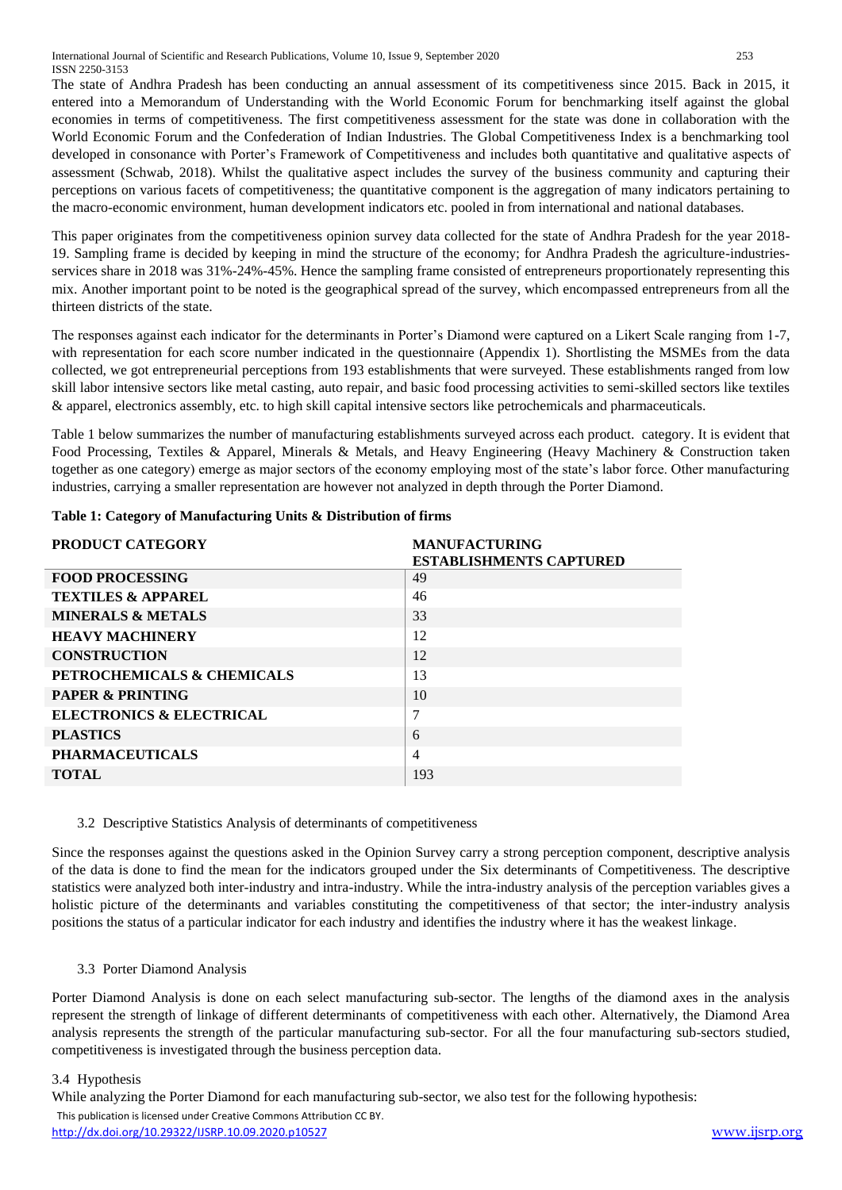The state of Andhra Pradesh has been conducting an annual assessment of its competitiveness since 2015. Back in 2015, it entered into a Memorandum of Understanding with the World Economic Forum for benchmarking itself against the global economies in terms of competitiveness. The first competitiveness assessment for the state was done in collaboration with the World Economic Forum and the Confederation of Indian Industries. The Global Competitiveness Index is a benchmarking tool developed in consonance with Porter's Framework of Competitiveness and includes both quantitative and qualitative aspects of assessment (Schwab, 2018). Whilst the qualitative aspect includes the survey of the business community and capturing their perceptions on various facets of competitiveness; the quantitative component is the aggregation of many indicators pertaining to the macro-economic environment, human development indicators etc. pooled in from international and national databases.

This paper originates from the competitiveness opinion survey data collected for the state of Andhra Pradesh for the year 2018-19. Sampling frame is decided by keeping in mind the structure of the economy; for Andhra Pradesh the agriculture-industries-services share in 2018 was 31%-24%-45%. Hence the sampling frame consisted of entrepreneurs proportionately representing this mix. Another important point to be noted is the geographical spread of the survey, which encompassed entrepreneurs from all the thirteen districts of the state.

The responses against each indicator for the determinants in Porter's Diamond were captured on a Likert Scale ranging from 1-7, with representation for each score number indicated in the questionnaire (Appendix 1). Shortlisting the MSMEs from the data collected, we got entrepreneurial perceptions from 193 establishments that were surveyed. These establishments ranged from low skill labor intensive sectors like metal casting, auto repair, and basic food processing activities to semi-skilled sectors like textiles & apparel, electronics assembly, etc. to high skill capital intensive sectors like petrochemicals and pharmaceuticals.

Table 1 below summarizes the number of manufacturing establishments surveyed across each product. category. It is evident that Food Processing, Textiles & Apparel, Minerals & Metals, and Heavy Engineering (Heavy Machinery & Construction taken together as one category) emerge as major sectors of the economy employing most of the state's labor force. Other manufacturing industries, carrying a smaller representation are however not analyzed in depth through the Porter Diamond.

**Table 1: Category of Manufacturing Units & Distribution of firms**

| PRODUCT CATEGORY | MANUFACTURING ESTABLISHMENTS CAPTURED |
|---|---|
| **FOOD PROCESSING** | 49 |
| **TEXTILES & APPAREL** | 46 |
| **MINERALS & METALS** | 33 |
| **HEAVY MACHINERY** | 12 |
| **CONSTRUCTION** | 12 |
| **PETROCHEMICALS & CHEMICALS** | 13 |
| **PAPER & PRINTING** | 10 |
| **ELECTRONICS & ELECTRICAL** | 7 |
| **PLASTICS** | 6 |
| **PHARMACEUTICALS** | 4 |
| **TOTAL** | 193 |

### 3.2 Descriptive Statistics Analysis of determinants of competitiveness

Since the responses against the questions asked in the Opinion Survey carry a strong perception component, descriptive analysis of the data is done to find the mean for the indicators grouped under the Six determinants of Competitiveness. The descriptive statistics were analyzed both inter-industry and intra-industry. While the intra-industry analysis of the perception variables gives a holistic picture of the determinants and variables constituting the competitiveness of that sector; the inter-industry analysis positions the status of a particular indicator for each industry and identifies the industry where it has the weakest linkage.

### 3.3 Porter Diamond Analysis

Porter Diamond Analysis is done on each select manufacturing sub-sector. The lengths of the diamond axes in the analysis represent the strength of linkage of different determinants of competitiveness with each other. Alternatively, the Diamond Area analysis represents the strength of the particular manufacturing sub-sector. For all the four manufacturing sub-sectors studied, competitiveness is investigated through the business perception data.

### 3.4 Hypothesis

While analyzing the Porter Diamond for each manufacturing sub-sector, we also test for the following hypothesis: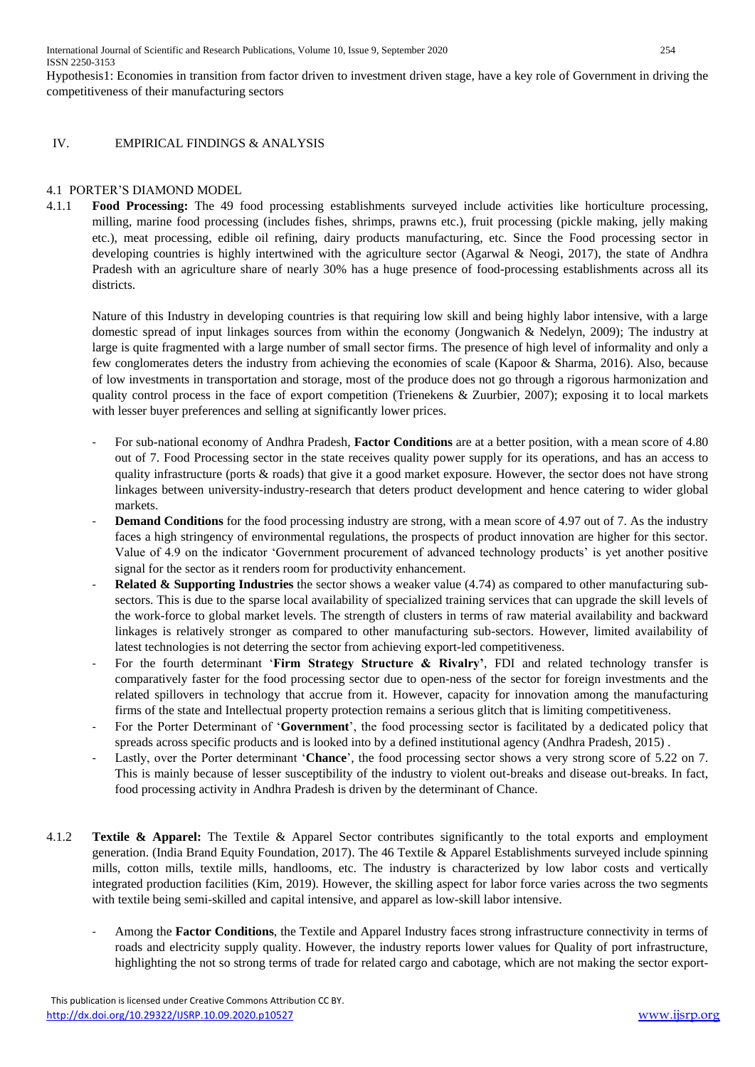Hypothesis1: Economies in transition from factor driven to investment driven stage, have a key role of Government in driving the competitiveness of their manufacturing sectors

## IV. EMPIRICAL FINDINGS & ANALYSIS

### 4.1 PORTER'S DIAMOND MODEL

4.1.1 **Food Processing:** The 49 food processing establishments surveyed include activities like horticulture processing, milling, marine food processing (includes fishes, shrimps, prawns etc.), fruit processing (pickle making, jelly making etc.), meat processing, edible oil refining, dairy products manufacturing, etc. Since the Food processing sector in developing countries is highly intertwined with the agriculture sector (Agarwal & Neogi, 2017), the state of Andhra Pradesh with an agriculture share of nearly 30% has a huge presence of food-processing establishments across all its districts.

Nature of this Industry in developing countries is that requiring low skill and being highly labor intensive, with a large domestic spread of input linkages sources from within the economy (Jongwanich & Nedelyn, 2009); The industry at large is quite fragmented with a large number of small sector firms. The presence of high level of informality and only a few conglomerates deters the industry from achieving the economies of scale (Kapoor & Sharma, 2016). Also, because of low investments in transportation and storage, most of the produce does not go through a rigorous harmonization and quality control process in the face of export competition (Trienekens & Zuurbier, 2007); exposing it to local markets with lesser buyer preferences and selling at significantly lower prices.

- For sub-national economy of Andhra Pradesh, **Factor Conditions** are at a better position, with a mean score of 4.80 out of 7. Food Processing sector in the state receives quality power supply for its operations, and has an access to quality infrastructure (ports & roads) that give it a good market exposure. However, the sector does not have strong linkages between university-industry-research that deters product development and hence catering to wider global markets.
- **Demand Conditions** for the food processing industry are strong, with a mean score of 4.97 out of 7. As the industry faces a high stringency of environmental regulations, the prospects of product innovation are higher for this sector. Value of 4.9 on the indicator 'Government procurement of advanced technology products' is yet another positive signal for the sector as it renders room for productivity enhancement.
- **Related & Supporting Industries** the sector shows a weaker value (4.74) as compared to other manufacturing sub-sectors. This is due to the sparse local availability of specialized training services that can upgrade the skill levels of the work-force to global market levels. The strength of clusters in terms of raw material availability and backward linkages is relatively stronger as compared to other manufacturing sub-sectors. However, limited availability of latest technologies is not deterring the sector from achieving export-led competitiveness.
- For the fourth determinant '**Firm Strategy Structure & Rivalry'**, FDI and related technology transfer is comparatively faster for the food processing sector due to open-ness of the sector for foreign investments and the related spillovers in technology that accrue from it. However, capacity for innovation among the manufacturing firms of the state and Intellectual property protection remains a serious glitch that is limiting competitiveness.
- For the Porter Determinant of '**Government**', the food processing sector is facilitated by a dedicated policy that spreads across specific products and is looked into by a defined institutional agency (Andhra Pradesh, 2015) .
- Lastly, over the Porter determinant '**Chance**', the food processing sector shows a very strong score of 5.22 on 7. This is mainly because of lesser susceptibility of the industry to violent out-breaks and disease out-breaks. In fact, food processing activity in Andhra Pradesh is driven by the determinant of Chance.

4.1.2 **Textile & Apparel:** The Textile & Apparel Sector contributes significantly to the total exports and employment generation. (India Brand Equity Foundation, 2017). The 46 Textile & Apparel Establishments surveyed include spinning mills, cotton mills, textile mills, handlooms, etc. The industry is characterized by low labor costs and vertically integrated production facilities (Kim, 2019). However, the skilling aspect for labor force varies across the two segments with textile being semi-skilled and capital intensive, and apparel as low-skill labor intensive.

- Among the **Factor Conditions**, the Textile and Apparel Industry faces strong infrastructure connectivity in terms of roads and electricity supply quality. However, the industry reports lower values for Quality of port infrastructure, highlighting the not so strong terms of trade for related cargo and cabotage, which are not making the sector export-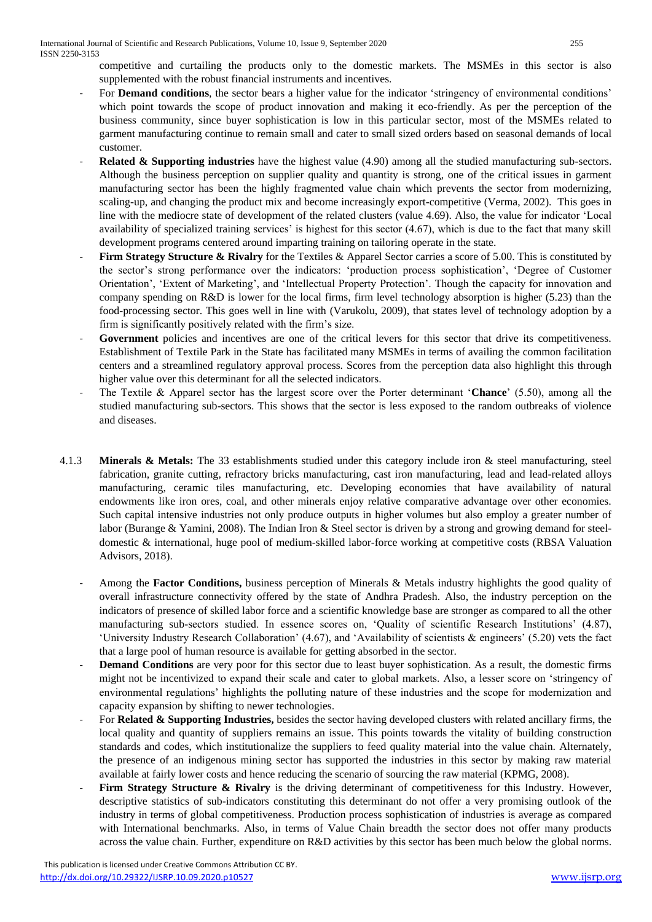competitive and curtailing the products only to the domestic markets. The MSMEs in this sector is also supplemented with the robust financial instruments and incentives.

- For **Demand conditions**, the sector bears a higher value for the indicator 'stringency of environmental conditions' which point towards the scope of product innovation and making it eco-friendly. As per the perception of the business community, since buyer sophistication is low in this particular sector, most of the MSMEs related to garment manufacturing continue to remain small and cater to small sized orders based on seasonal demands of local customer.
- **Related & Supporting industries** have the highest value (4.90) among all the studied manufacturing sub-sectors. Although the business perception on supplier quality and quantity is strong, one of the critical issues in garment manufacturing sector has been the highly fragmented value chain which prevents the sector from modernizing, scaling-up, and changing the product mix and become increasingly export-competitive (Verma, 2002). This goes in line with the mediocre state of development of the related clusters (value 4.69). Also, the value for indicator 'Local availability of specialized training services' is highest for this sector (4.67), which is due to the fact that many skill development programs centered around imparting training on tailoring operate in the state.
- **Firm Strategy Structure & Rivalry** for the Textiles & Apparel Sector carries a score of 5.00. This is constituted by the sector's strong performance over the indicators: 'production process sophistication', 'Degree of Customer Orientation', 'Extent of Marketing', and 'Intellectual Property Protection'. Though the capacity for innovation and company spending on R&D is lower for the local firms, firm level technology absorption is higher (5.23) than the food-processing sector. This goes well in line with (Varukolu, 2009), that states level of technology adoption by a firm is significantly positively related with the firm's size.
- **Government** policies and incentives are one of the critical levers for this sector that drive its competitiveness. Establishment of Textile Park in the State has facilitated many MSMEs in terms of availing the common facilitation centers and a streamlined regulatory approval process. Scores from the perception data also highlight this through higher value over this determinant for all the selected indicators.
- The Textile & Apparel sector has the largest score over the Porter determinant '**Chance**' (5.50), among all the studied manufacturing sub-sectors. This shows that the sector is less exposed to the random outbreaks of violence and diseases.

4.1.3 **Minerals & Metals:** The 33 establishments studied under this category include iron & steel manufacturing, steel fabrication, granite cutting, refractory bricks manufacturing, cast iron manufacturing, lead and lead-related alloys manufacturing, ceramic tiles manufacturing, etc. Developing economies that have availability of natural endowments like iron ores, coal, and other minerals enjoy relative comparative advantage over other economies. Such capital intensive industries not only produce outputs in higher volumes but also employ a greater number of labor (Burange & Yamini, 2008). The Indian Iron & Steel sector is driven by a strong and growing demand for steel- domestic & international, huge pool of medium-skilled labor-force working at competitive costs (RBSA Valuation Advisors, 2018).

- Among the **Factor Conditions,** business perception of Minerals & Metals industry highlights the good quality of overall infrastructure connectivity offered by the state of Andhra Pradesh. Also, the industry perception on the indicators of presence of skilled labor force and a scientific knowledge base are stronger as compared to all the other manufacturing sub-sectors studied. In essence scores on, 'Quality of scientific Research Institutions' (4.87), 'University Industry Research Collaboration' (4.67), and 'Availability of scientists & engineers' (5.20) vets the fact that a large pool of human resource is available for getting absorbed in the sector.
- **Demand Conditions** are very poor for this sector due to least buyer sophistication. As a result, the domestic firms might not be incentivized to expand their scale and cater to global markets. Also, a lesser score on 'stringency of environmental regulations' highlights the polluting nature of these industries and the scope for modernization and capacity expansion by shifting to newer technologies.
- For **Related & Supporting Industries,** besides the sector having developed clusters with related ancillary firms, the local quality and quantity of suppliers remains an issue. This points towards the vitality of building construction standards and codes, which institutionalize the suppliers to feed quality material into the value chain. Alternately, the presence of an indigenous mining sector has supported the industries in this sector by making raw material available at fairly lower costs and hence reducing the scenario of sourcing the raw material (KPMG, 2008).
- **Firm Strategy Structure & Rivalry** is the driving determinant of competitiveness for this Industry. However, descriptive statistics of sub-indicators constituting this determinant do not offer a very promising outlook of the industry in terms of global competitiveness. Production process sophistication of industries is average as compared with International benchmarks. Also, in terms of Value Chain breadth the sector does not offer many products across the value chain. Further, expenditure on R&D activities by this sector has been much below the global norms.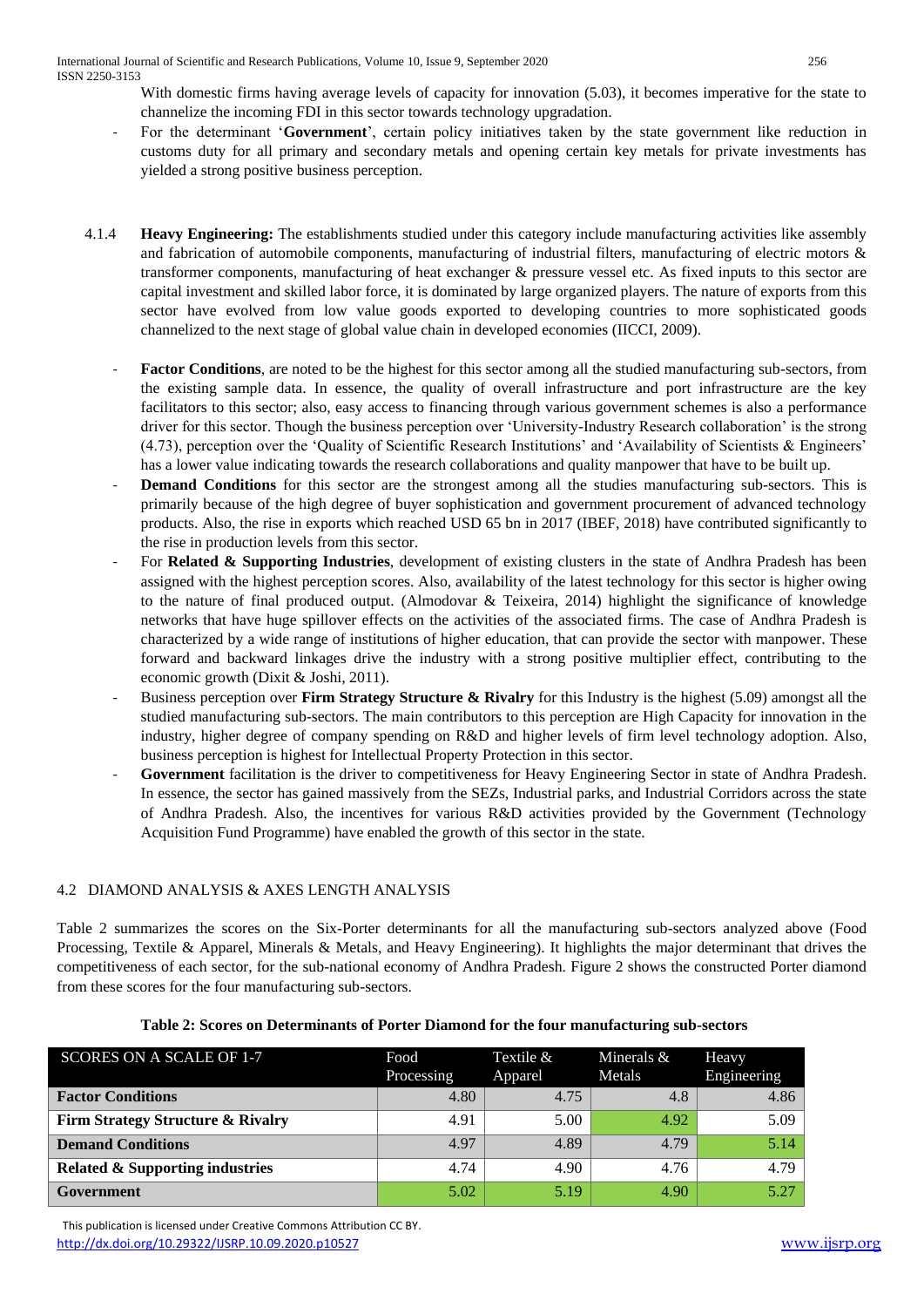With domestic firms having average levels of capacity for innovation (5.03), it becomes imperative for the state to channelize the incoming FDI in this sector towards technology upgradation.

- For the determinant '**Government**', certain policy initiatives taken by the state government like reduction in customs duty for all primary and secondary metals and opening certain key metals for private investments has yielded a strong positive business perception.

4.1.4 **Heavy Engineering:** The establishments studied under this category include manufacturing activities like assembly and fabrication of automobile components, manufacturing of industrial filters, manufacturing of electric motors & transformer components, manufacturing of heat exchanger & pressure vessel etc. As fixed inputs to this sector are capital investment and skilled labor force, it is dominated by large organized players. The nature of exports from this sector have evolved from low value goods exported to developing countries to more sophisticated goods channelized to the next stage of global value chain in developed economies (IICCI, 2009).

- **Factor Conditions**, are noted to be the highest for this sector among all the studied manufacturing sub-sectors, from the existing sample data. In essence, the quality of overall infrastructure and port infrastructure are the key facilitators to this sector; also, easy access to financing through various government schemes is also a performance driver for this sector. Though the business perception over 'University-Industry Research collaboration' is the strong (4.73), perception over the 'Quality of Scientific Research Institutions' and 'Availability of Scientists & Engineers' has a lower value indicating towards the research collaborations and quality manpower that have to be built up.
- **Demand Conditions** for this sector are the strongest among all the studies manufacturing sub-sectors. This is primarily because of the high degree of buyer sophistication and government procurement of advanced technology products. Also, the rise in exports which reached USD 65 bn in 2017 (IBEF, 2018) have contributed significantly to the rise in production levels from this sector.
- For **Related & Supporting Industries**, development of existing clusters in the state of Andhra Pradesh has been assigned with the highest perception scores. Also, availability of the latest technology for this sector is higher owing to the nature of final produced output. (Almodovar & Teixeira, 2014) highlight the significance of knowledge networks that have huge spillover effects on the activities of the associated firms. The case of Andhra Pradesh is characterized by a wide range of institutions of higher education, that can provide the sector with manpower. These forward and backward linkages drive the industry with a strong positive multiplier effect, contributing to the economic growth (Dixit & Joshi, 2011).
- Business perception over **Firm Strategy Structure & Rivalry** for this Industry is the highest (5.09) amongst all the studied manufacturing sub-sectors. The main contributors to this perception are High Capacity for innovation in the industry, higher degree of company spending on R&D and higher levels of firm level technology adoption. Also, business perception is highest for Intellectual Property Protection in this sector.
- **Government** facilitation is the driver to competitiveness for Heavy Engineering Sector in state of Andhra Pradesh. In essence, the sector has gained massively from the SEZs, Industrial parks, and Industrial Corridors across the state of Andhra Pradesh. Also, the incentives for various R&D activities provided by the Government (Technology Acquisition Fund Programme) have enabled the growth of this sector in the state.

## 4.2 DIAMOND ANALYSIS & AXES LENGTH ANALYSIS

Table 2 summarizes the scores on the Six-Porter determinants for all the manufacturing sub-sectors analyzed above (Food Processing, Textile & Apparel, Minerals & Metals, and Heavy Engineering). It highlights the major determinant that drives the competitiveness of each sector, for the sub-national economy of Andhra Pradesh. Figure 2 shows the constructed Porter diamond from these scores for the four manufacturing sub-sectors.

**Table 2: Scores on Determinants of Porter Diamond for the four manufacturing sub-sectors**

| SCORES ON A SCALE OF 1-7 | Food Processing | Textile & Apparel | Minerals & Metals | Heavy Engineering |
|---|---|---|---|---|
| **Factor Conditions** | 4.80 | 4.75 | 4.8 | 4.86 |
| **Firm Strategy Structure & Rivalry** | 4.91 | 5.00 | 4.92 | 5.09 |
| **Demand Conditions** | 4.97 | 4.89 | 4.79 | 5.14 |
| **Related & Supporting industries** | 4.74 | 4.90 | 4.76 | 4.79 |
| **Government** | 5.02 | 5.19 | 4.90 | 5.27 |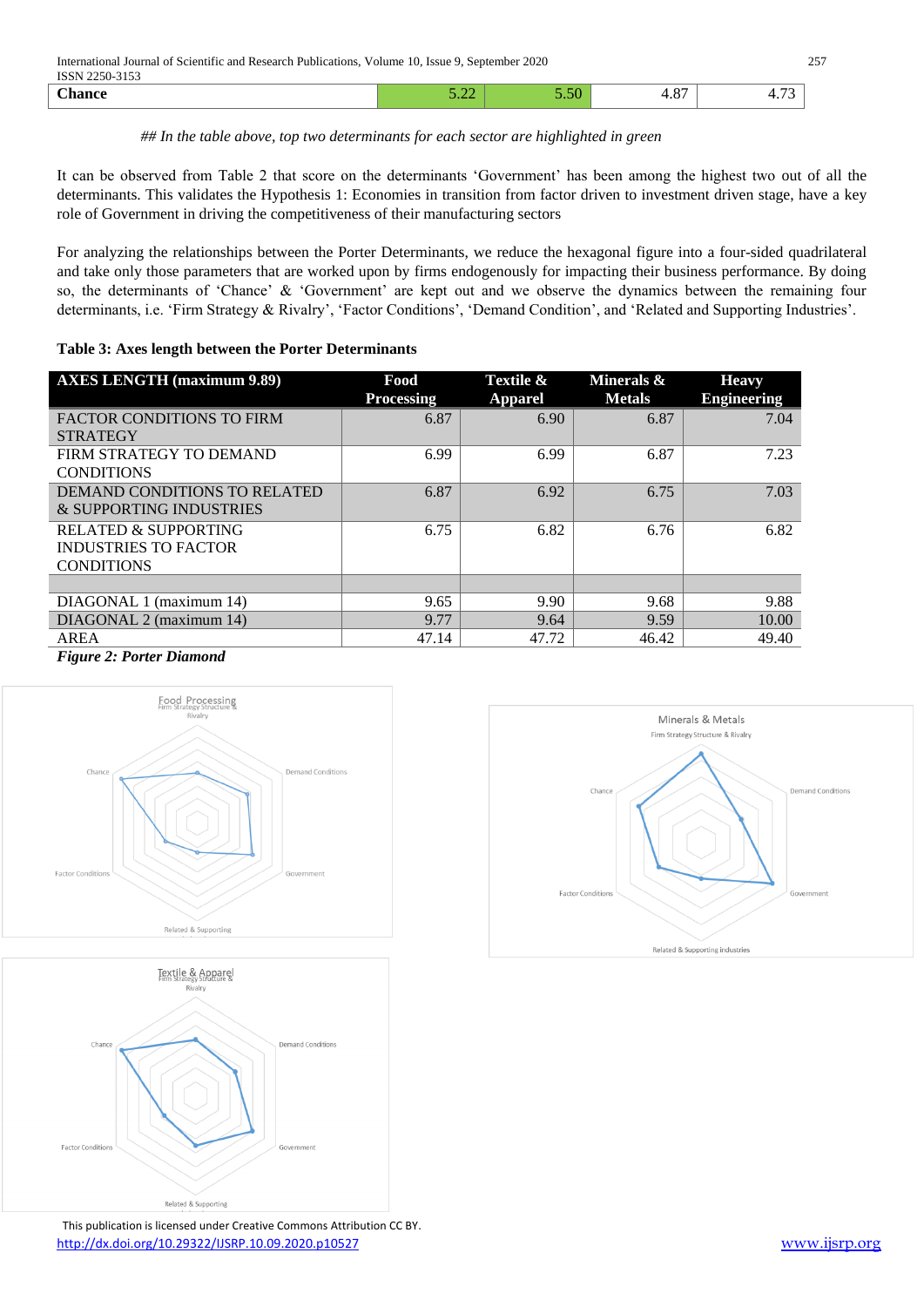| Chance | 5.22 | 5.50 | 4.87 | 4.73 |
|---|---|---|---|---|

*## In the table above, top two determinants for each sector are highlighted in green*

It can be observed from Table 2 that score on the determinants 'Government' has been among the highest two out of all the determinants. This validates the Hypothesis 1: Economies in transition from factor driven to investment driven stage, have a key role of Government in driving the competitiveness of their manufacturing sectors

For analyzing the relationships between the Porter Determinants, we reduce the hexagonal figure into a four-sided quadrilateral and take only those parameters that are worked upon by firms endogenously for impacting their business performance. By doing so, the determinants of 'Chance' & 'Government' are kept out and we observe the dynamics between the remaining four determinants, i.e. 'Firm Strategy & Rivalry', 'Factor Conditions', 'Demand Condition', and 'Related and Supporting Industries'.

**Table 3: Axes length between the Porter Determinants**

| AXES LENGTH (maximum 9.89) | Food Processing | Textile & Apparel | Minerals & Metals | Heavy Engineering |
|---|---|---|---|---|
| FACTOR CONDITIONS TO FIRM STRATEGY | 6.87 | 6.90 | 6.87 | 7.04 |
| FIRM STRATEGY TO DEMAND CONDITIONS | 6.99 | 6.99 | 6.87 | 7.23 |
| DEMAND CONDITIONS TO RELATED & SUPPORTING INDUSTRIES | 6.87 | 6.92 | 6.75 | 7.03 |
| RELATED & SUPPORTING INDUSTRIES TO FACTOR CONDITIONS | 6.75 | 6.82 | 6.76 | 6.82 |
| | | | | |
| DIAGONAL 1 (maximum 14) | 9.65 | 9.90 | 9.68 | 9.88 |
| DIAGONAL 2 (maximum 14) | 9.77 | 9.64 | 9.59 | 10.00 |
| AREA | 47.14 | 47.72 | 46.42 | 49.40 |

***Figure 2: Porter Diamond***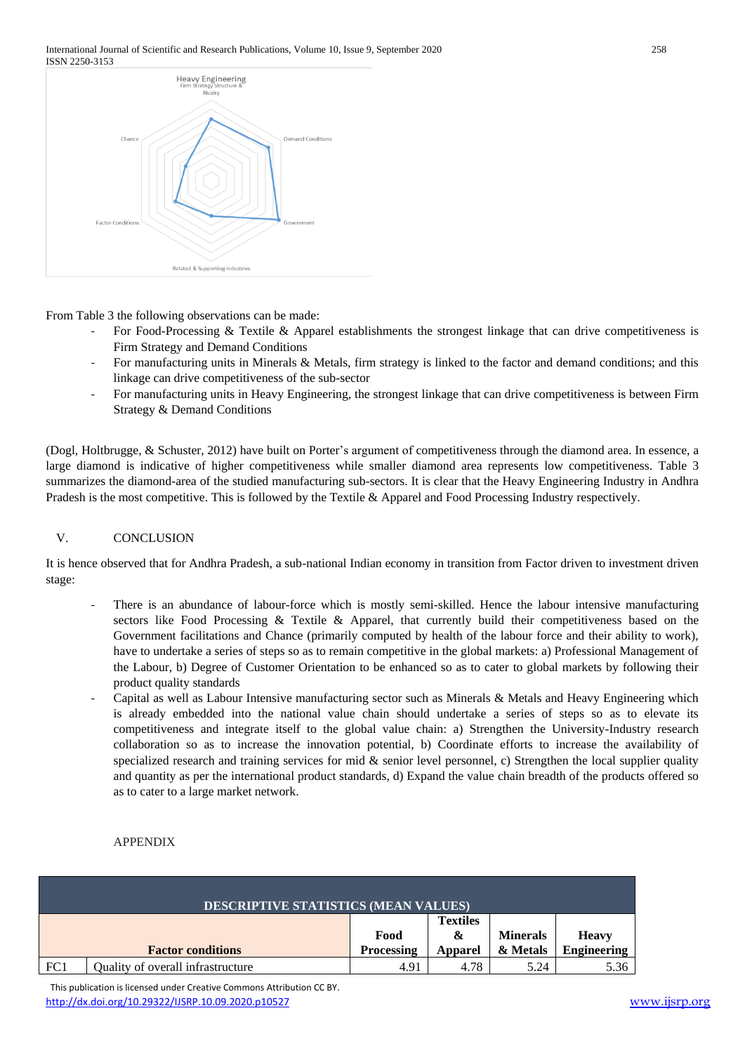From Table 3 the following observations can be made:

- For Food-Processing & Textile & Apparel establishments the strongest linkage that can drive competitiveness is Firm Strategy and Demand Conditions
- For manufacturing units in Minerals & Metals, firm strategy is linked to the factor and demand conditions; and this linkage can drive competitiveness of the sub-sector
- For manufacturing units in Heavy Engineering, the strongest linkage that can drive competitiveness is between Firm Strategy & Demand Conditions

(Dogl, Holtbrugge, & Schuster, 2012) have built on Porter's argument of competitiveness through the diamond area. In essence, a large diamond is indicative of higher competitiveness while smaller diamond area represents low competitiveness. Table 3 summarizes the diamond-area of the studied manufacturing sub-sectors. It is clear that the Heavy Engineering Industry in Andhra Pradesh is the most competitive. This is followed by the Textile & Apparel and Food Processing Industry respectively.

## V. CONCLUSION

It is hence observed that for Andhra Pradesh, a sub-national Indian economy in transition from Factor driven to investment driven stage:

- There is an abundance of labour-force which is mostly semi-skilled. Hence the labour intensive manufacturing sectors like Food Processing & Textile & Apparel, that currently build their competitiveness based on the Government facilitations and Chance (primarily computed by health of the labour force and their ability to work), have to undertake a series of steps so as to remain competitive in the global markets: a) Professional Management of the Labour, b) Degree of Customer Orientation to be enhanced so as to cater to global markets by following their product quality standards
- Capital as well as Labour Intensive manufacturing sector such as Minerals & Metals and Heavy Engineering which is already embedded into the national value chain should undertake a series of steps so as to elevate its competitiveness and integrate itself to the global value chain: a) Strengthen the University-Industry research collaboration so as to increase the innovation potential, b) Coordinate efforts to increase the availability of specialized research and training services for mid & senior level personnel, c) Strengthen the local supplier quality and quantity as per the international product standards, d) Expand the value chain breadth of the products offered so as to cater to a large market network.

## APPENDIX

| DESCRIPTIVE STATISTICS (MEAN VALUES) | | | | | |
|---|---|---|---|---|---|
| **Factor conditions** | | **Food Processing** | **Textiles & Apparel** | **Minerals & Metals** | **Heavy Engineering** |
| FC1 | Quality of overall infrastructure | 4.91 | 4.78 | 5.24 | 5.36 |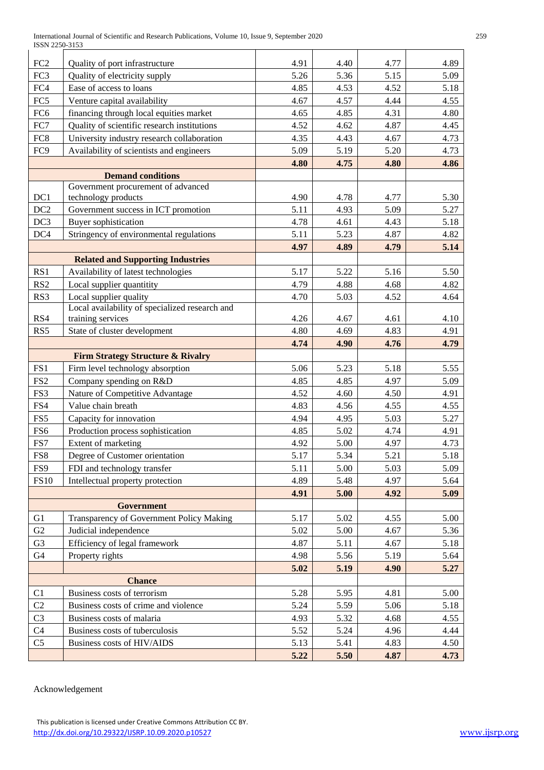| | | | | | |
|---|---|---|---|---|---|
| FC2 | Quality of port infrastructure | 4.91 | 4.40 | 4.77 | 4.89 |
| FC3 | Quality of electricity supply | 5.26 | 5.36 | 5.15 | 5.09 |
| FC4 | Ease of access to loans | 4.85 | 4.53 | 4.52 | 5.18 |
| FC5 | Venture capital availability | 4.67 | 4.57 | 4.44 | 4.55 |
| FC6 | financing through local equities market | 4.65 | 4.85 | 4.31 | 4.80 |
| FC7 | Quality of scientific research institutions | 4.52 | 4.62 | 4.87 | 4.45 |
| FC8 | University industry research collaboration | 4.35 | 4.43 | 4.67 | 4.73 |
| FC9 | Availability of scientists and engineers | 5.09 | 5.19 | 5.20 | 4.73 |
| | | **4.80** | **4.75** | **4.80** | **4.86** |
| **Demand conditions** | | | | | |
| DC1 | Government procurement of advanced technology products | 4.90 | 4.78 | 4.77 | 5.30 |
| DC2 | Government success in ICT promotion | 5.11 | 4.93 | 5.09 | 5.27 |
| DC3 | Buyer sophistication | 4.78 | 4.61 | 4.43 | 5.18 |
| DC4 | Stringency of environmental regulations | 5.11 | 5.23 | 4.87 | 4.82 |
| | | **4.97** | **4.89** | **4.79** | **5.14** |
| **Related and Supporting Industries** | | | | | |
| RS1 | Availability of latest technologies | 5.17 | 5.22 | 5.16 | 5.50 |
| RS2 | Local supplier quantitity | 4.79 | 4.88 | 4.68 | 4.82 |
| RS3 | Local supplier quality | 4.70 | 5.03 | 4.52 | 4.64 |
| RS4 | Local availability of specialized research and training services | 4.26 | 4.67 | 4.61 | 4.10 |
| RS5 | State of cluster development | 4.80 | 4.69 | 4.83 | 4.91 |
| | | **4.74** | **4.90** | **4.76** | **4.79** |
| **Firm Strategy Structure & Rivalry** | | | | | |
| FS1 | Firm level technology absorption | 5.06 | 5.23 | 5.18 | 5.55 |
| FS2 | Company spending on R&D | 4.85 | 4.85 | 4.97 | 5.09 |
| FS3 | Nature of Competitive Advantage | 4.52 | 4.60 | 4.50 | 4.91 |
| FS4 | Value chain breath | 4.83 | 4.56 | 4.55 | 4.55 |
| FS5 | Capacity for innovation | 4.94 | 4.95 | 5.03 | 5.27 |
| FS6 | Production process sophistication | 4.85 | 5.02 | 4.74 | 4.91 |
| FS7 | Extent of marketing | 4.92 | 5.00 | 4.97 | 4.73 |
| FS8 | Degree of Customer orientation | 5.17 | 5.34 | 5.21 | 5.18 |
| FS9 | FDI and technology transfer | 5.11 | 5.00 | 5.03 | 5.09 |
| FS10 | Intellectual property protection | 4.89 | 5.48 | 4.97 | 5.64 |
| | | **4.91** | **5.00** | **4.92** | **5.09** |
| **Government** | | | | | |
| G1 | Transparency of Government Policy Making | 5.17 | 5.02 | 4.55 | 5.00 |
| G2 | Judicial independence | 5.02 | 5.00 | 4.67 | 5.36 |
| G3 | Efficiency of legal framework | 4.87 | 5.11 | 4.67 | 5.18 |
| G4 | Property rights | 4.98 | 5.56 | 5.19 | 5.64 |
| | | **5.02** | **5.19** | **4.90** | **5.27** |
| **Chance** | | | | | |
| C1 | Business costs of terrorism | 5.28 | 5.95 | 4.81 | 5.00 |
| C2 | Business costs of crime and violence | 5.24 | 5.59 | 5.06 | 5.18 |
| C3 | Business costs of malaria | 4.93 | 5.32 | 4.68 | 4.55 |
| C4 | Business costs of tuberculosis | 5.52 | 5.24 | 4.96 | 4.44 |
| C5 | Business costs of HIV/AIDS | 5.13 | 5.41 | 4.83 | 4.50 |
| | | **5.22** | **5.50** | **4.87** | **4.73** |

Acknowledgement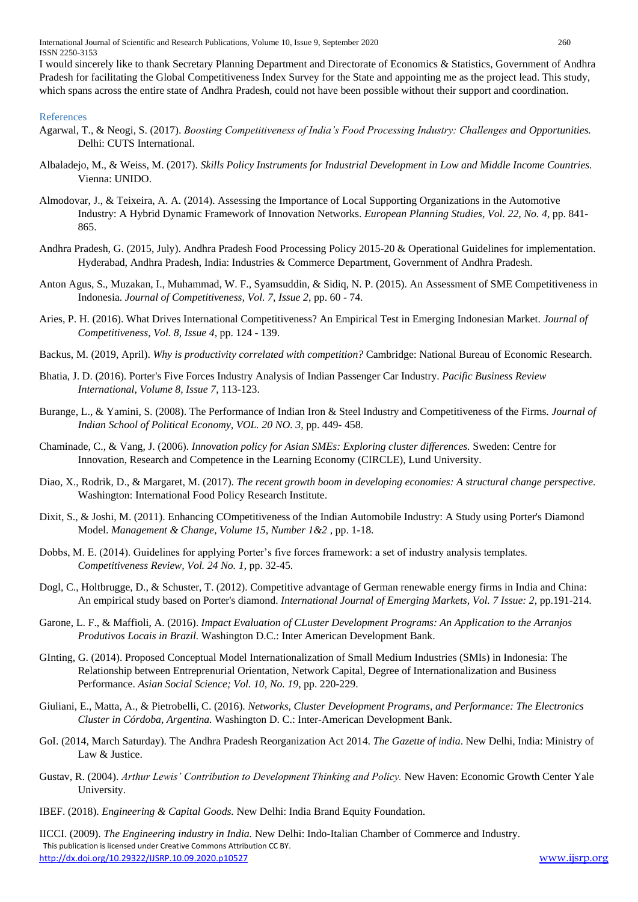I would sincerely like to thank Secretary Planning Department and Directorate of Economics & Statistics, Government of Andhra Pradesh for facilitating the Global Competitiveness Index Survey for the State and appointing me as the project lead. This study, which spans across the entire state of Andhra Pradesh, could not have been possible without their support and coordination.

## References

Agarwal, T., & Neogi, S. (2017). *Boosting Competitiveness of India's Food Processing Industry: Challenges and Opportunities.* Delhi: CUTS International.

Albaladejo, M., & Weiss, M. (2017). *Skills Policy Instruments for Industrial Development in Low and Middle Income Countries.* Vienna: UNIDO.

Almodovar, J., & Teixeira, A. A. (2014). Assessing the Importance of Local Supporting Organizations in the Automotive Industry: A Hybrid Dynamic Framework of Innovation Networks. *European Planning Studies, Vol. 22, No. 4*, pp. 841-865.

Andhra Pradesh, G. (2015, July). Andhra Pradesh Food Processing Policy 2015-20 & Operational Guidelines for implementation. Hyderabad, Andhra Pradesh, India: Industries & Commerce Department, Government of Andhra Pradesh.

Anton Agus, S., Muzakan, I., Muhammad, W. F., Syamsuddin, & Sidiq, N. P. (2015). An Assessment of SME Competitiveness in Indonesia. *Journal of Competitiveness, Vol. 7, Issue 2*, pp. 60 - 74.

Aries, P. H. (2016). What Drives International Competitiveness? An Empirical Test in Emerging Indonesian Market. *Journal of Competitiveness, Vol. 8, Issue 4*, pp. 124 - 139.

Backus, M. (2019, April). *Why is productivity correlated with competition?* Cambridge: National Bureau of Economic Research.

Bhatia, J. D. (2016). Porter's Five Forces Industry Analysis of Indian Passenger Car Industry. *Pacific Business Review International, Volume 8, Issue 7*, 113-123.

Burange, L., & Yamini, S. (2008). The Performance of Indian Iron & Steel Industry and Competitiveness of the Firms. *Journal of Indian School of Political Economy, VOL. 20 NO. 3*, pp. 449- 458.

Chaminade, C., & Vang, J. (2006). *Innovation policy for Asian SMEs: Exploring cluster differences.* Sweden: Centre for Innovation, Research and Competence in the Learning Economy (CIRCLE), Lund University.

Diao, X., Rodrik, D., & Margaret, M. (2017). *The recent growth boom in developing economies: A structural change perspective.* Washington: International Food Policy Research Institute.

Dixit, S., & Joshi, M. (2011). Enhancing COmpetitiveness of the Indian Automobile Industry: A Study using Porter's Diamond Model. *Management & Change, Volume 15, Number 1&2* , pp. 1-18.

Dobbs, M. E. (2014). Guidelines for applying Porter's five forces framework: a set of industry analysis templates. *Competitiveness Review, Vol. 24 No. 1*, pp. 32-45.

Dogl, C., Holtbrugge, D., & Schuster, T. (2012). Competitive advantage of German renewable energy firms in India and China: An empirical study based on Porter's diamond. *International Journal of Emerging Markets, Vol. 7 Issue: 2*, pp.191-214.

Garone, L. F., & Maffioli, A. (2016). *Impact Evaluation of CLuster Development Programs: An Application to the Arranjos Produtivos Locais in Brazil.* Washington D.C.: Inter American Development Bank.

GInting, G. (2014). Proposed Conceptual Model Internationalization of Small Medium Industries (SMIs) in Indonesia: The Relationship between Entreprenurial Orientation, Network Capital, Degree of Internationalization and Business Performance. *Asian Social Science; Vol. 10, No. 19*, pp. 220-229.

Giuliani, E., Matta, A., & Pietrobelli, C. (2016). *Networks, Cluster Development Programs, and Performance: The Electronics Cluster in Córdoba, Argentina.* Washington D. C.: Inter-American Development Bank.

GoI. (2014, March Saturday). The Andhra Pradesh Reorganization Act 2014. *The Gazette of india*. New Delhi, India: Ministry of Law & Justice.

Gustav, R. (2004). *Arthur Lewis' Contribution to Development Thinking and Policy.* New Haven: Economic Growth Center Yale University.

IBEF. (2018). *Engineering & Capital Goods.* New Delhi: India Brand Equity Foundation.

IICCI. (2009). *The Engineering industry in India.* New Delhi: Indo-Italian Chamber of Commerce and Industry.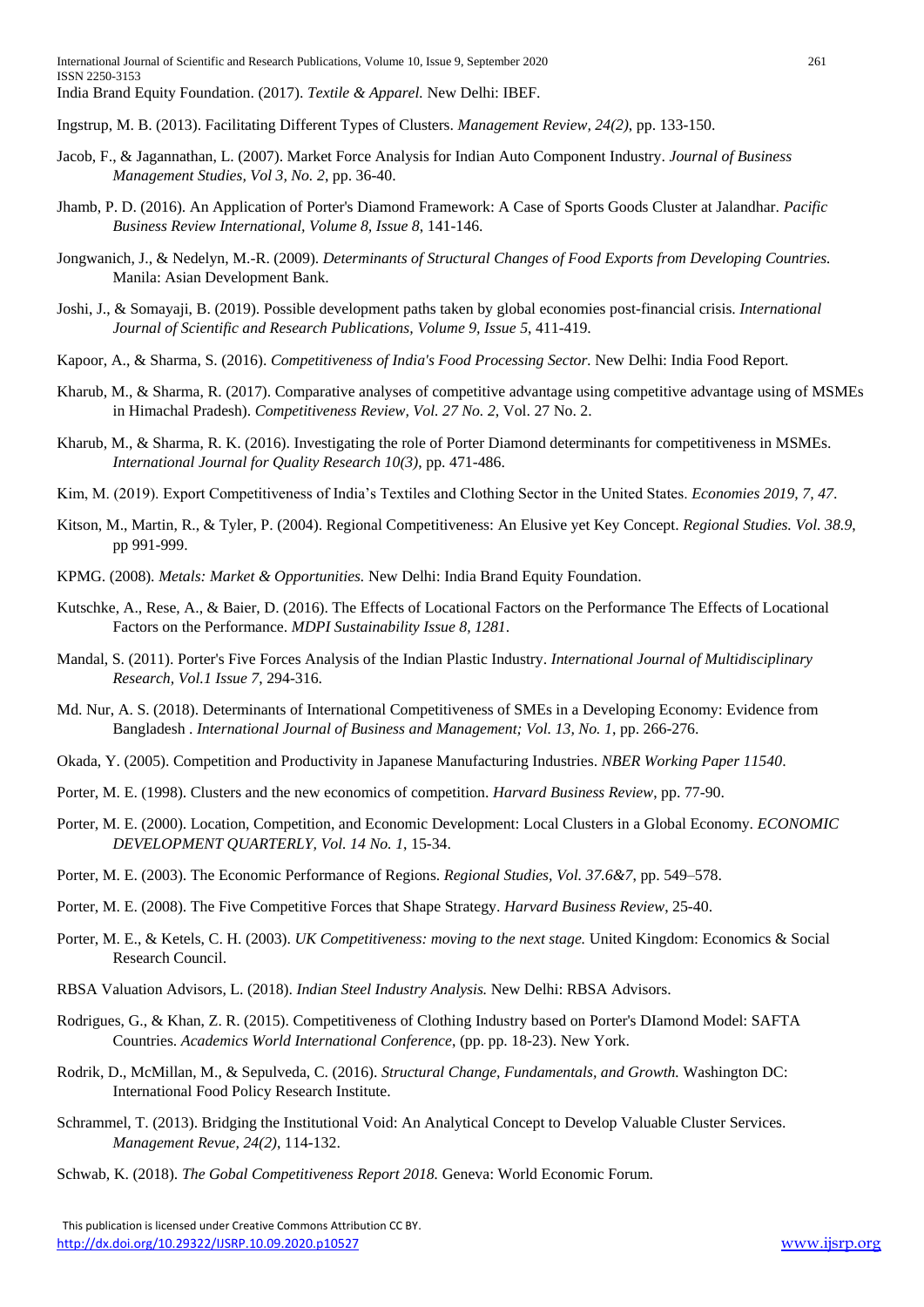India Brand Equity Foundation. (2017). *Textile & Apparel.* New Delhi: IBEF.

Ingstrup, M. B. (2013). Facilitating Different Types of Clusters. *Management Review, 24(2)*, pp. 133-150.

Jacob, F., & Jagannathan, L. (2007). Market Force Analysis for Indian Auto Component Industry. *Journal of Business Management Studies, Vol 3, No. 2*, pp. 36-40.

Jhamb, P. D. (2016). An Application of Porter's Diamond Framework: A Case of Sports Goods Cluster at Jalandhar. *Pacific Business Review International, Volume 8, Issue 8*, 141-146.

Jongwanich, J., & Nedelyn, M.-R. (2009). *Determinants of Structural Changes of Food Exports from Developing Countries.* Manila: Asian Development Bank.

Joshi, J., & Somayaji, B. (2019). Possible development paths taken by global economies post-financial crisis. *International Journal of Scientific and Research Publications, Volume 9, Issue 5*, 411-419.

Kapoor, A., & Sharma, S. (2016). *Competitiveness of India's Food Processing Sector.* New Delhi: India Food Report.

Kharub, M., & Sharma, R. (2017). Comparative analyses of competitive advantage using competitive advantage using of MSMEs in Himachal Pradesh). *Competitiveness Review, Vol. 27 No. 2*, Vol. 27 No. 2.

Kharub, M., & Sharma, R. K. (2016). Investigating the role of Porter Diamond determinants for competitiveness in MSMEs. *International Journal for Quality Research 10(3)*, pp. 471-486.

Kim, M. (2019). Export Competitiveness of India's Textiles and Clothing Sector in the United States. *Economies 2019, 7, 47*.

Kitson, M., Martin, R., & Tyler, P. (2004). Regional Competitiveness: An Elusive yet Key Concept. *Regional Studies. Vol. 38.9*, pp 991-999.

KPMG. (2008). *Metals: Market & Opportunities.* New Delhi: India Brand Equity Foundation.

Kutschke, A., Rese, A., & Baier, D. (2016). The Effects of Locational Factors on the Performance The Effects of Locational Factors on the Performance. *MDPI Sustainability Issue 8, 1281*.

Mandal, S. (2011). Porter's Five Forces Analysis of the Indian Plastic Industry. *International Journal of Multidisciplinary Research, Vol.1 Issue 7*, 294-316.

Md. Nur, A. S. (2018). Determinants of International Competitiveness of SMEs in a Developing Economy: Evidence from Bangladesh . *International Journal of Business and Management; Vol. 13, No. 1*, pp. 266-276.

Okada, Y. (2005). Competition and Productivity in Japanese Manufacturing Industries. *NBER Working Paper 11540*.

Porter, M. E. (1998). Clusters and the new economics of competition. *Harvard Business Review*, pp. 77-90.

Porter, M. E. (2000). Location, Competition, and Economic Development: Local Clusters in a Global Economy. *ECONOMIC DEVELOPMENT QUARTERLY, Vol. 14 No. 1*, 15-34.

Porter, M. E. (2003). The Economic Performance of Regions. *Regional Studies, Vol. 37.6&7*, pp. 549–578.

Porter, M. E. (2008). The Five Competitive Forces that Shape Strategy. *Harvard Business Review*, 25-40.

Porter, M. E., & Ketels, C. H. (2003). *UK Competitiveness: moving to the next stage.* United Kingdom: Economics & Social Research Council.

RBSA Valuation Advisors, L. (2018). *Indian Steel Industry Analysis.* New Delhi: RBSA Advisors.

Rodrigues, G., & Khan, Z. R. (2015). Competitiveness of Clothing Industry based on Porter's DIamond Model: SAFTA Countries. *Academics World International Conference*, (pp. pp. 18-23). New York.

Rodrik, D., McMillan, M., & Sepulveda, C. (2016). *Structural Change, Fundamentals, and Growth.* Washington DC: International Food Policy Research Institute.

Schrammel, T. (2013). Bridging the Institutional Void: An Analytical Concept to Develop Valuable Cluster Services. *Management Revue, 24(2)*, 114-132.

Schwab, K. (2018). *The Gobal Competitiveness Report 2018.* Geneva: World Economic Forum.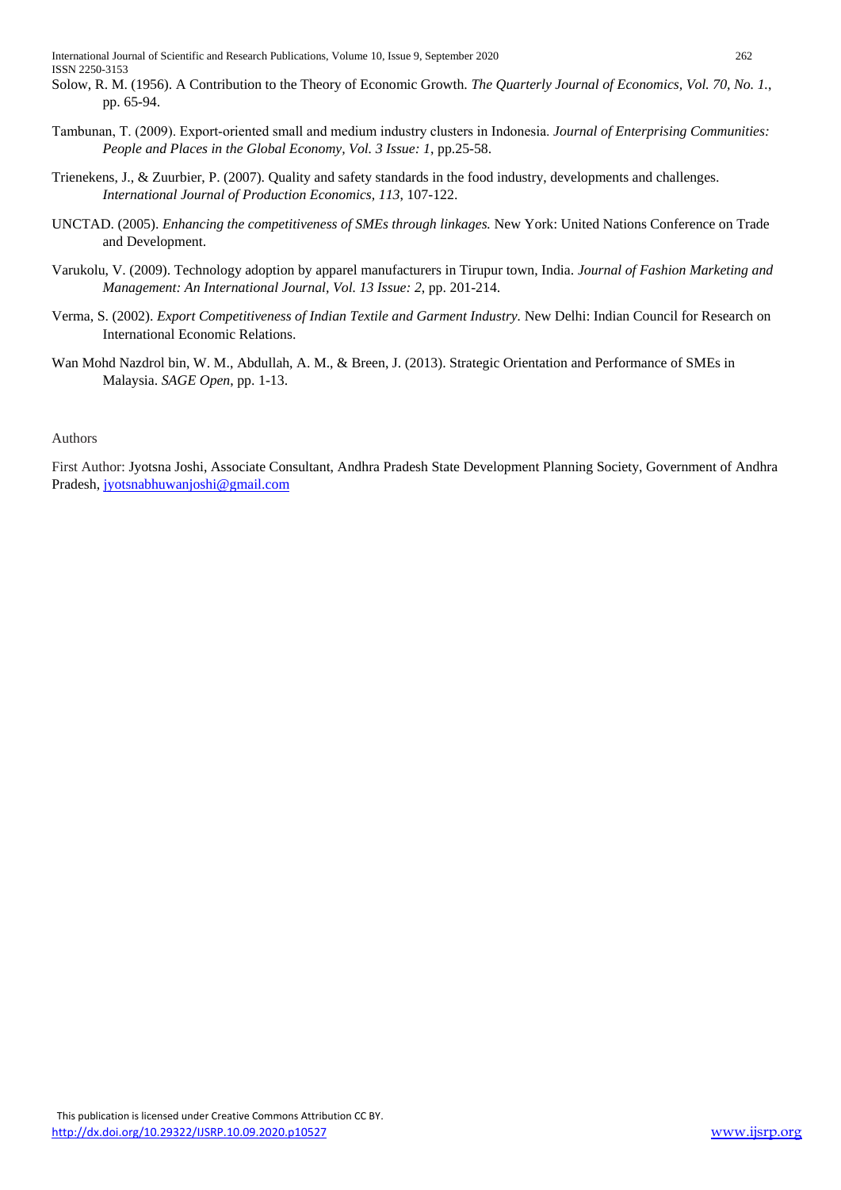Solow, R. M. (1956). A Contribution to the Theory of Economic Growth. *The Quarterly Journal of Economics, Vol. 70, No. 1.*, pp. 65-94.

Tambunan, T. (2009). Export-oriented small and medium industry clusters in Indonesia. *Journal of Enterprising Communities: People and Places in the Global Economy, Vol. 3 Issue: 1*, pp.25-58.

Trienekens, J., & Zuurbier, P. (2007). Quality and safety standards in the food industry, developments and challenges. *International Journal of Production Economics, 113*, 107-122.

UNCTAD. (2005). *Enhancing the competitiveness of SMEs through linkages.* New York: United Nations Conference on Trade and Development.

Varukolu, V. (2009). Technology adoption by apparel manufacturers in Tirupur town, India. *Journal of Fashion Marketing and Management: An International Journal, Vol. 13 Issue: 2*, pp. 201-214.

Verma, S. (2002). *Export Competitiveness of Indian Textile and Garment Industry.* New Delhi: Indian Council for Research on International Economic Relations.

Wan Mohd Nazdrol bin, W. M., Abdullah, A. M., & Breen, J. (2013). Strategic Orientation and Performance of SMEs in Malaysia. *SAGE Open*, pp. 1-13.

Authors

First Author: Jyotsna Joshi, Associate Consultant, Andhra Pradesh State Development Planning Society, Government of Andhra Pradesh, jyotsnabhuwanjoshi@gmail.com